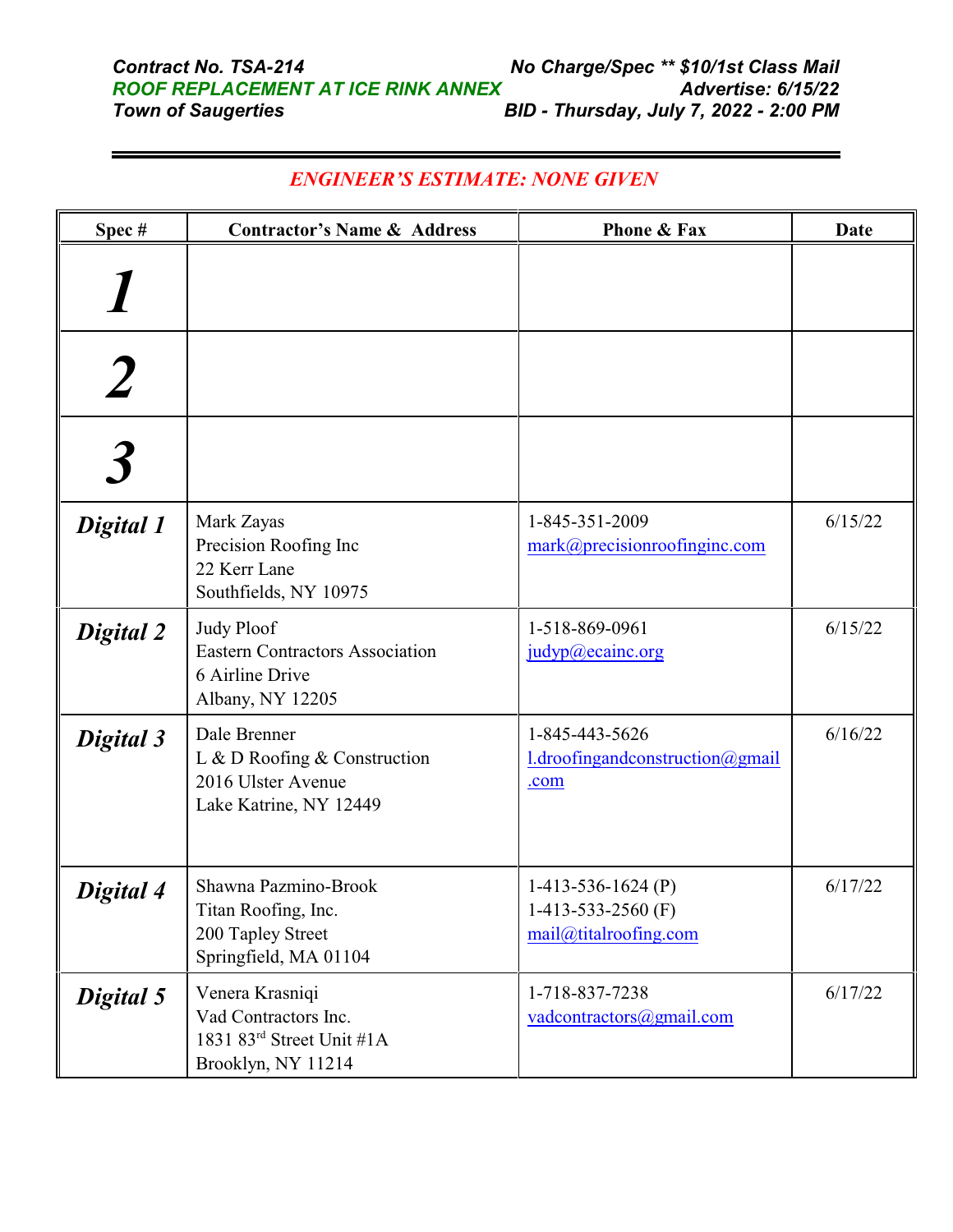***Contract No. TSA-214*** | ***No Charge/Spec ** $10/1st Class Mail***

***ROOF REPLACEMENT AT ICE RINK ANNEX*** | ***Advertise: 6/15/22***

***Town of Saugerties*** | ***BID - Thursday, July 7, 2022 - 2:00 PM***

---

***ENGINEER'S ESTIMATE: NONE GIVEN***

| Spec # | Contractor's Name & Address | Phone & Fax | Date |
|---|---|---|---|
| ***1*** | | | |
| ***2*** | | | |
| ***3*** | | | |
| ***Digital 1*** | Mark Zayas<br>Precision Roofing Inc<br>22 Kerr Lane<br>Southfields, NY 10975 | 1-845-351-2009<br>mark@precisionroofinginc.com | 6/15/22 |
| ***Digital 2*** | Judy Ploof<br>Eastern Contractors Association<br>6 Airline Drive<br>Albany, NY 12205 | 1-518-869-0961<br>judyp@ecainc.org | 6/15/22 |
| ***Digital 3*** | Dale Brenner<br>L & D Roofing & Construction<br>2016 Ulster Avenue<br>Lake Katrine, NY 12449 | 1-845-443-5626<br>l.droofingandconstruction@gmail.com | 6/16/22 |
| ***Digital 4*** | Shawna Pazmino-Brook<br>Titan Roofing, Inc.<br>200 Tapley Street<br>Springfield, MA 01104 | 1-413-536-1624 (P)<br>1-413-533-2560 (F)<br>mail@titalroofing.com | 6/17/22 |
| ***Digital 5*** | Venera Krasniqi<br>Vad Contractors Inc.<br>1831 83rd Street Unit #1A<br>Brooklyn, NY 11214 | 1-718-837-7238<br>vadcontractors@gmail.com | 6/17/22 |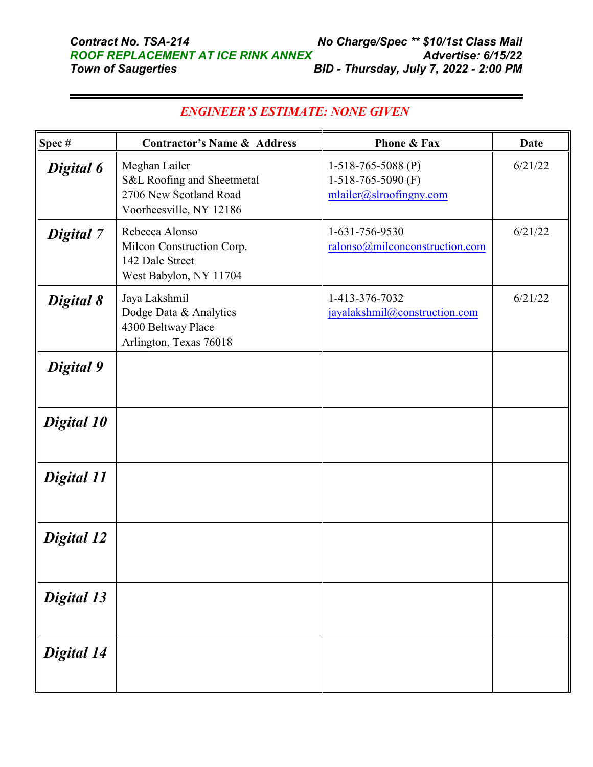*Contract No. TSA-214* | *No Charge/Spec ** $10/1st Class Mail*
*ROOF REPLACEMENT AT ICE RINK ANNEX* | *Advertise: 6/15/22*
*Town of Saugerties* | *BID - Thursday, July 7, 2022 - 2:00 PM*

*ENGINEER'S ESTIMATE: NONE GIVEN*

| Spec # | Contractor's Name & Address | Phone & Fax | Date |
|---|---|---|---|
| ***Digital 6*** | Meghan Lailer<br>S&L Roofing and Sheetmetal<br>2706 New Scotland Road<br>Voorheesville, NY 12186 | 1-518-765-5088 (P)<br>1-518-765-5090 (F)<br>mlailer@slroofingny.com | 6/21/22 |
| ***Digital 7*** | Rebecca Alonso<br>Milcon Construction Corp.<br>142 Dale Street<br>West Babylon, NY 11704 | 1-631-756-9530<br>ralonso@milconconstruction.com | 6/21/22 |
| ***Digital 8*** | Jaya Lakshmil<br>Dodge Data & Analytics<br>4300 Beltway Place<br>Arlington, Texas 76018 | 1-413-376-7032<br>jayalakshmil@construction.com | 6/21/22 |
| ***Digital 9*** | | | |
| ***Digital 10*** | | | |
| ***Digital 11*** | | | |
| ***Digital 12*** | | | |
| ***Digital 13*** | | | |
| ***Digital 14*** | | | |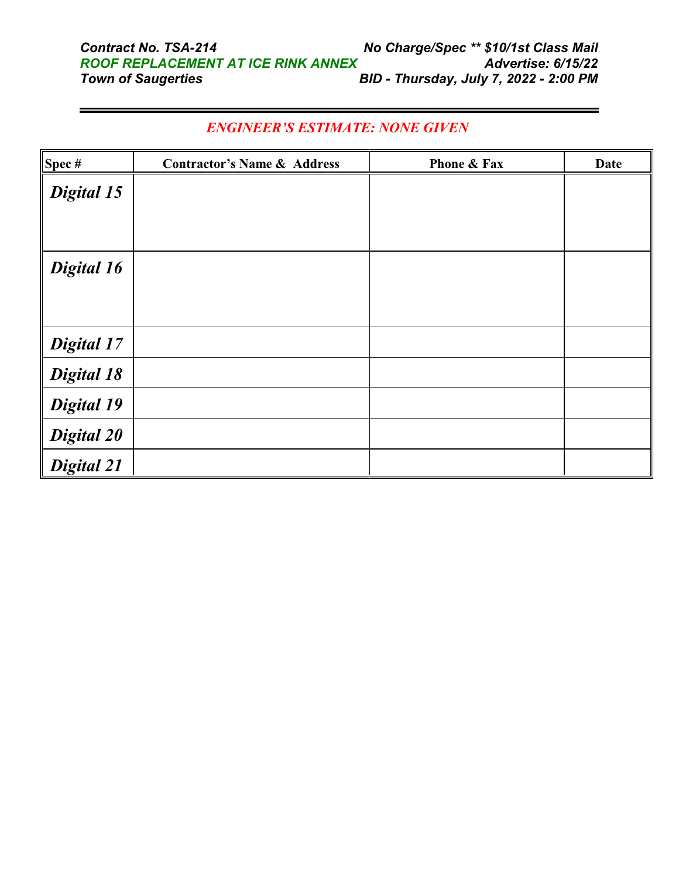***Contract No. TSA-214*** | ***No Charge/Spec ** $10/1st Class Mail***
***ROOF REPLACEMENT AT ICE RINK ANNEX*** | ***Advertise: 6/15/22***
***Town of Saugerties*** | ***BID - Thursday, July 7, 2022 - 2:00 PM***

---

***ENGINEER'S ESTIMATE: NONE GIVEN***

| Spec # | Contractor's Name & Address | Phone & Fax | Date |
|---|---|---|---|
| ***Digital 15*** | | | |
| ***Digital 16*** | | | |
| ***Digital 17*** | | | |
| ***Digital 18*** | | | |
| ***Digital 19*** | | | |
| ***Digital 20*** | | | |
| ***Digital 21*** | | | |